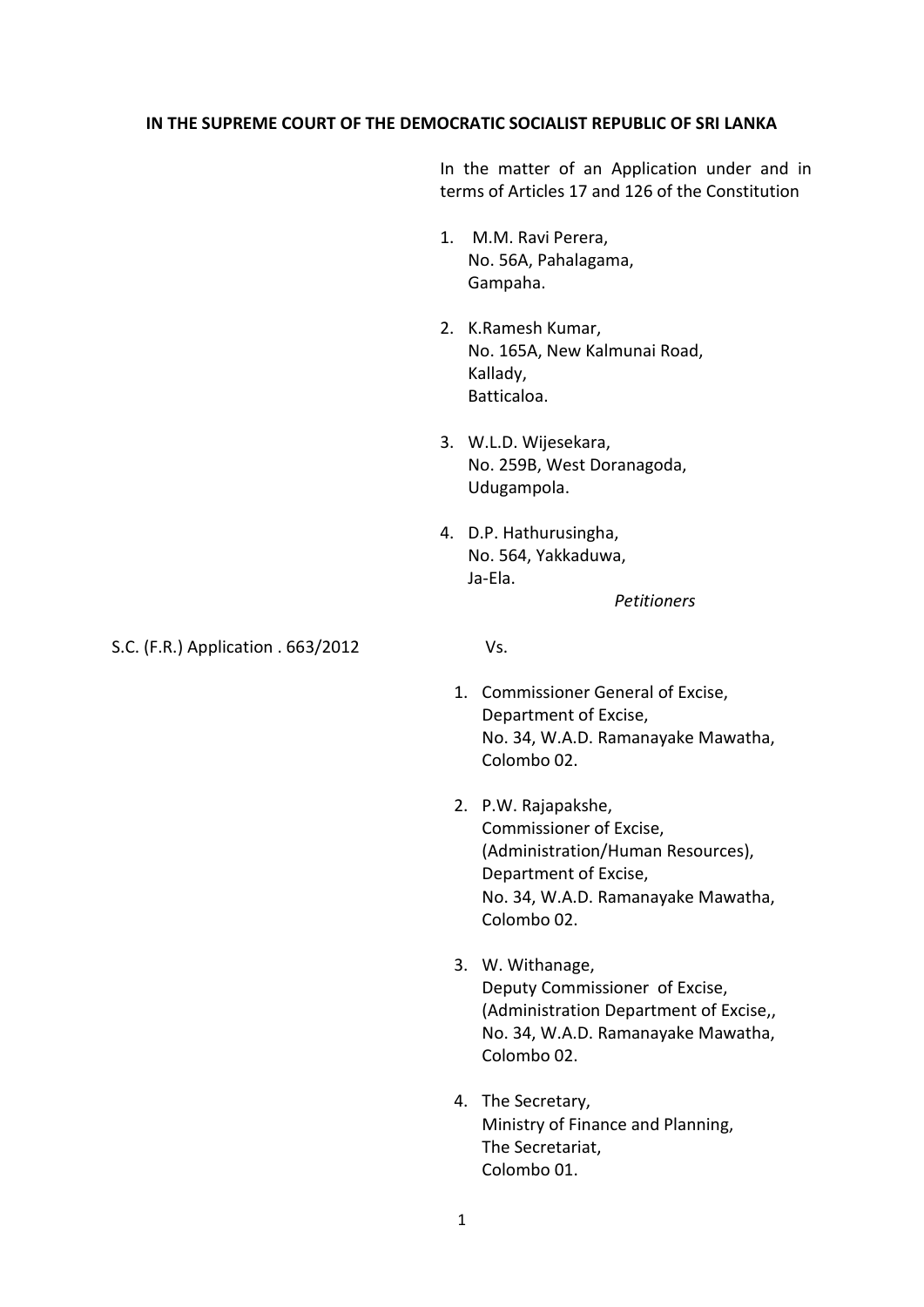**IN THE SUPREME COURT OF THE DEMOCRATIC SOCIALIST REPUBLIC OF SRI LANKA**

In the matter of an Application under and in terms of Articles 17 and 126 of the Constitution

1. M.M. Ravi Perera,
   No. 56A, Pahalagama,
   Gampaha.

2. K.Ramesh Kumar,
   No. 165A, New Kalmunai Road,
   Kallady,
   Batticaloa.

3. W.L.D. Wijesekara,
   No. 259B, West Doranagoda,
   Udugampola.

4. D.P. Hathurusingha,
   No. 564, Yakkaduwa,
   Ja-Ela.

*Petitioners*

S.C. (F.R.) Application . 663/2012

Vs.

1. Commissioner General of Excise,
   Department of Excise,
   No. 34, W.A.D. Ramanayake Mawatha,
   Colombo 02.

2. P.W. Rajapakshe,
   Commissioner of Excise,
   (Administration/Human Resources),
   Department of Excise,
   No. 34, W.A.D. Ramanayake Mawatha,
   Colombo 02.

3. W. Withanage,
   Deputy Commissioner of Excise,
   (Administration Department of Excise,,
   No. 34, W.A.D. Ramanayake Mawatha,
   Colombo 02.

4. The Secretary,
   Ministry of Finance and Planning,
   The Secretariat,
   Colombo 01.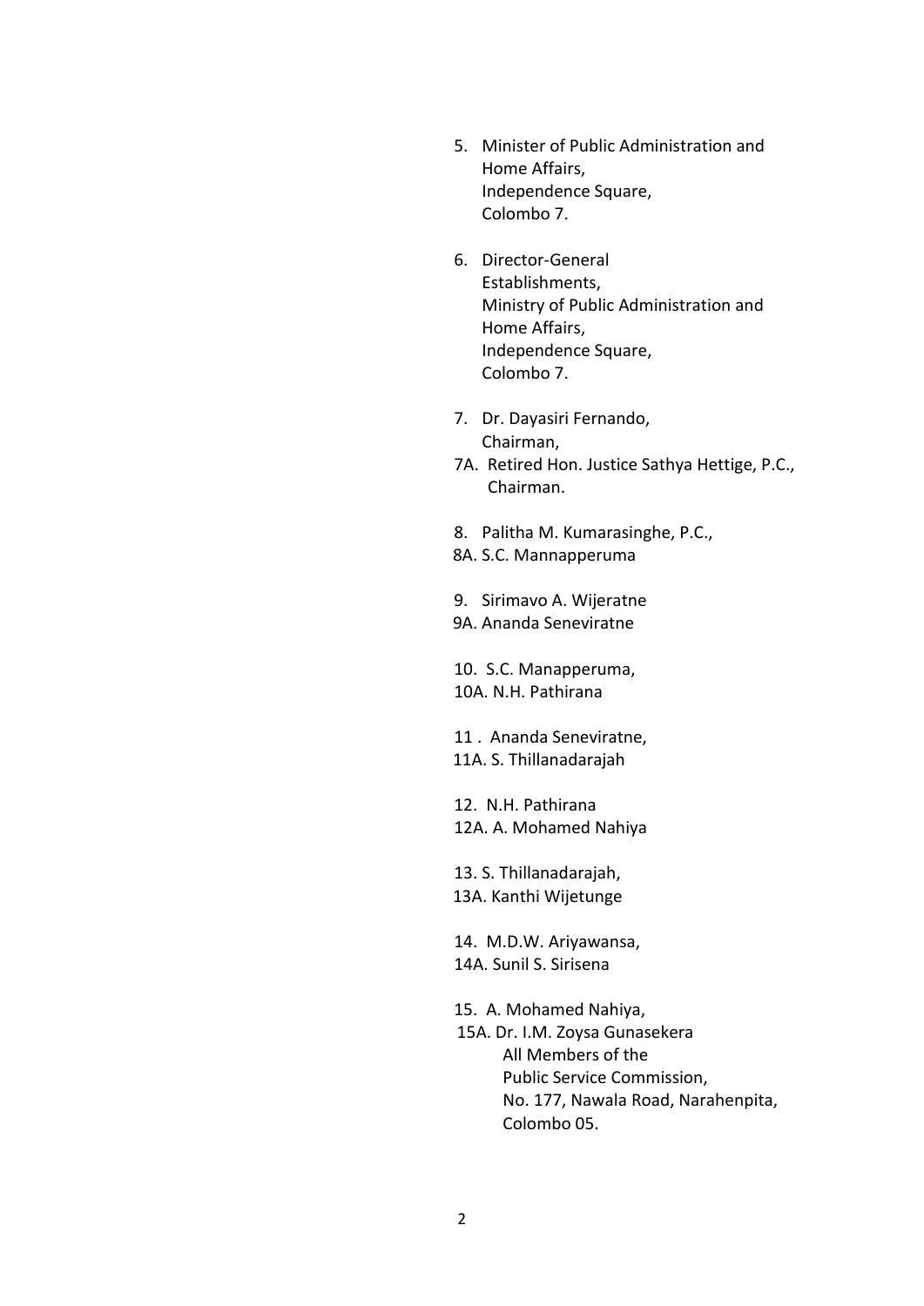5. Minister of Public Administration and
   Home Affairs,
   Independence Square,
   Colombo 7.

6. Director-General
   Establishments,
   Ministry of Public Administration and
   Home Affairs,
   Independence Square,
   Colombo 7.

7. Dr. Dayasiri Fernando,
   Chairman,

7A. Retired Hon. Justice Sathya Hettige, P.C.,
   Chairman.

8. Palitha M. Kumarasinghe, P.C.,

8A. S.C. Mannapperuma

9. Sirimavo A. Wijeratne

9A. Ananda Seneviratne

10. S.C. Manapperuma,

10A. N.H. Pathirana

11 . Ananda Seneviratne,

11A. S. Thillanadarajah

12. N.H. Pathirana

12A. A. Mohamed Nahiya

13. S. Thillanadarajah,

13A. Kanthi Wijetunge

14. M.D.W. Ariyawansa,

14A. Sunil S. Sirisena

15. A. Mohamed Nahiya,

15A. Dr. I.M. Zoysa Gunasekera
   All Members of the
   Public Service Commission,
   No. 177, Nawala Road, Narahenpita,
   Colombo 05.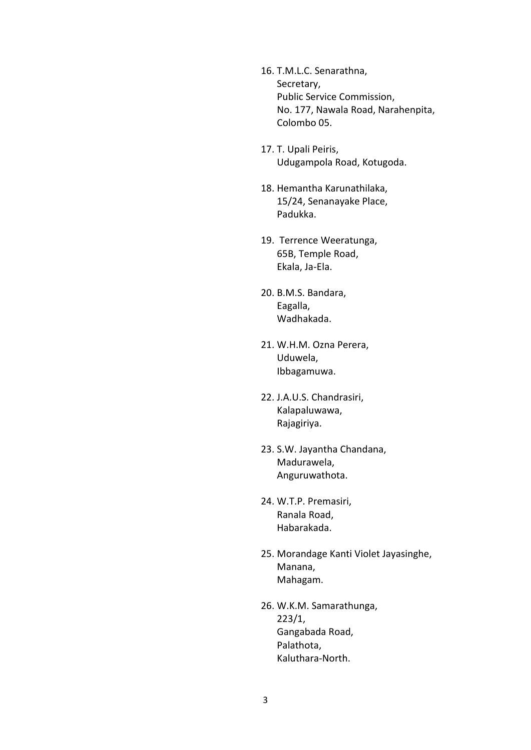16. T.M.L.C. Senarathna,
    Secretary,
    Public Service Commission,
    No. 177, Nawala Road, Narahenpita,
    Colombo 05.

17. T. Upali Peiris,
    Udugampola Road, Kotugoda.

18. Hemantha Karunathilaka,
    15/24, Senanayake Place,
    Padukka.

19. Terrence Weeratunga,
    65B, Temple Road,
    Ekala, Ja-Ela.

20. B.M.S. Bandara,
    Eagalla,
    Wadhakada.

21. W.H.M. Ozna Perera,
    Uduwela,
    Ibbagamuwa.

22. J.A.U.S. Chandrasiri,
    Kalapaluwawa,
    Rajagiriya.

23. S.W. Jayantha Chandana,
    Madurawela,
    Anguruwathota.

24. W.T.P. Premasiri,
    Ranala Road,
    Habarakada.

25. Morandage Kanti Violet Jayasinghe,
    Manana,
    Mahagam.

26. W.K.M. Samarathunga,
    223/1,
    Gangabada Road,
    Palathota,
    Kaluthara-North.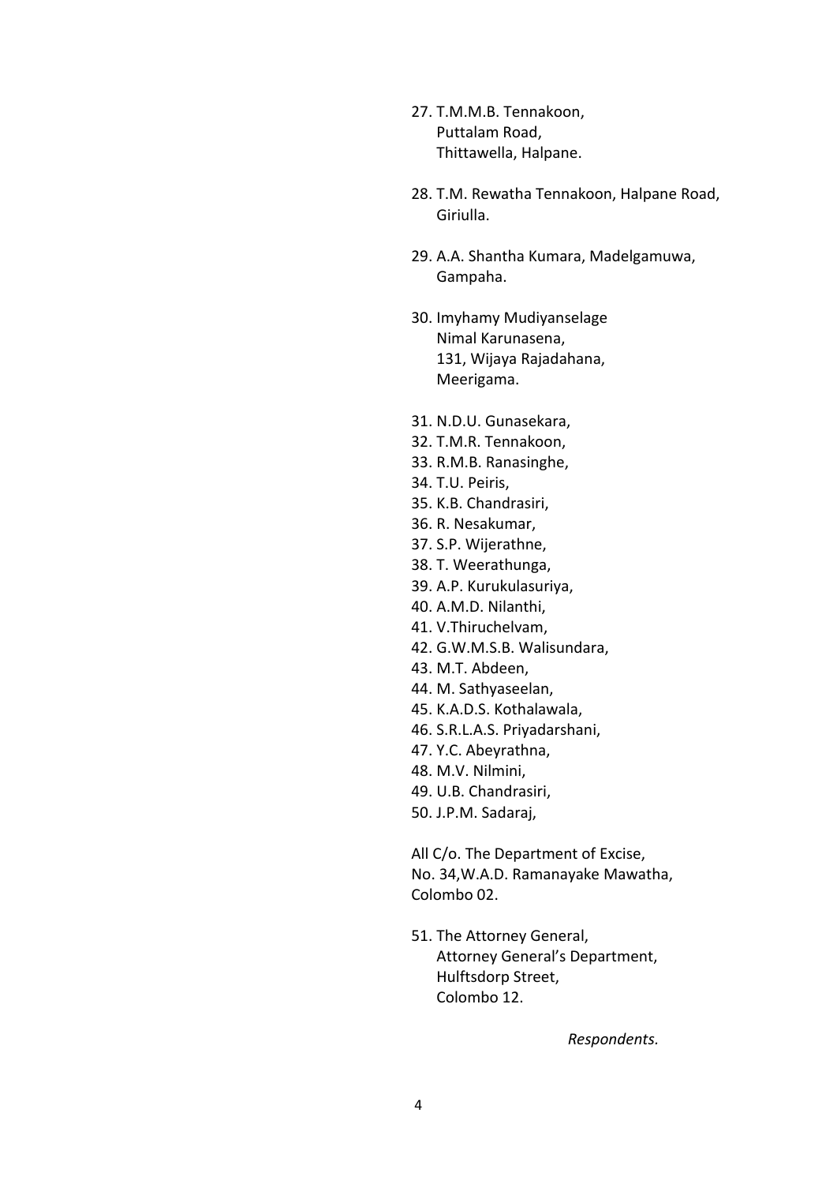27. T.M.M.B. Tennakoon,  
    Puttalam Road,  
    Thittawella, Halpane.

28. T.M. Rewatha Tennakoon, Halpane Road,  
    Giriulla.

29. A.A. Shantha Kumara, Madelgamuwa,  
    Gampaha.

30. Imyhamy Mudiyanselage  
    Nimal Karunasena,  
    131, Wijaya Rajadahana,  
    Meerigama.

31. N.D.U. Gunasekara,
32. T.M.R. Tennakoon,
33. R.M.B. Ranasinghe,
34. T.U. Peiris,
35. K.B. Chandrasiri,
36. R. Nesakumar,
37. S.P. Wijerathne,
38. T. Weerathunga,
39. A.P. Kurukulasuriya,
40. A.M.D. Nilanthi,
41. V.Thiruchelvam,
42. G.W.M.S.B. Walisundara,
43. M.T. Abdeen,
44. M. Sathyaseelan,
45. K.A.D.S. Kothalawala,
46. S.R.L.A.S. Priyadarshani,
47. Y.C. Abeyrathna,
48. M.V. Nilmini,
49. U.B. Chandrasiri,
50. J.P.M. Sadaraj,

All C/o. The Department of Excise,  
No. 34,W.A.D. Ramanayake Mawatha,  
Colombo 02.

51. The Attorney General,  
    Attorney General's Department,  
    Hulftsdorp Street,  
    Colombo 12.

*Respondents.*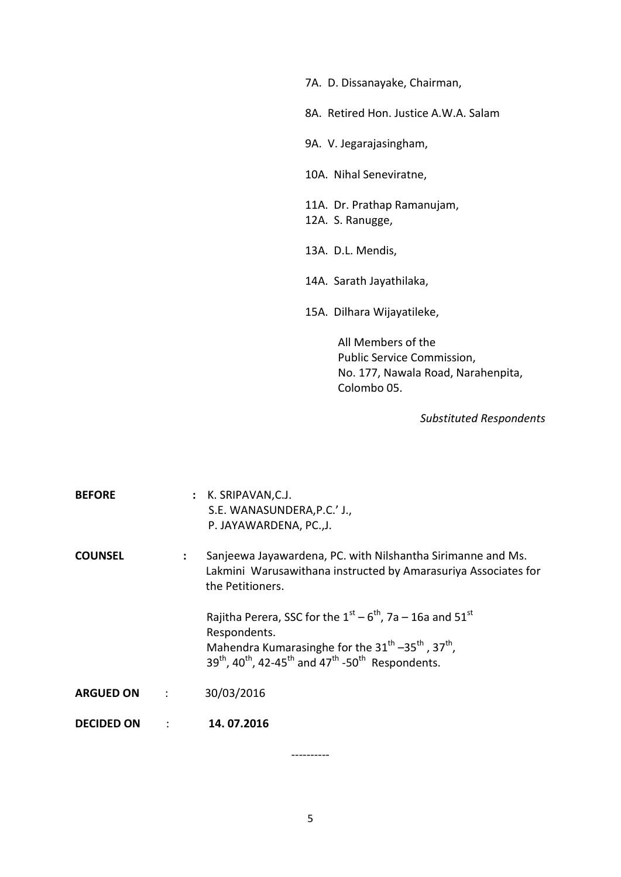7A. D. Dissanayake, Chairman,

8A. Retired Hon. Justice A.W.A. Salam

9A. V. Jegarajasingham,

10A. Nihal Seneviratne,

11A. Dr. Prathap Ramanujam,
12A. S. Ranugge,

13A. D.L. Mendis,

14A. Sarath Jayathilaka,

15A. Dilhara Wijayatileke,

All Members of the
Public Service Commission,
No. 177, Nawala Road, Narahenpita,
Colombo 05.

*Substituted Respondents*

**BEFORE** : K. SRIPAVAN,C.J.
S.E. WANASUNDERA,P.C.' J.,
P. JAYAWARDENA, PC.,J.

**COUNSEL** : Sanjeewa Jayawardena, PC. with Nilshantha Sirimanne and Ms. Lakmini Warusawithana instructed by Amarasuriya Associates for the Petitioners.

Rajitha Perera, SSC for the 1st – 6th, 7a – 16a and 51st Respondents.
Mahendra Kumarasinghe for the 31st –35th, 37th, 39th, 40th, 42-45th and 47th -50th Respondents.

**ARGUED ON** : 30/03/2016

**DECIDED ON** : **14. 07.2016**

----------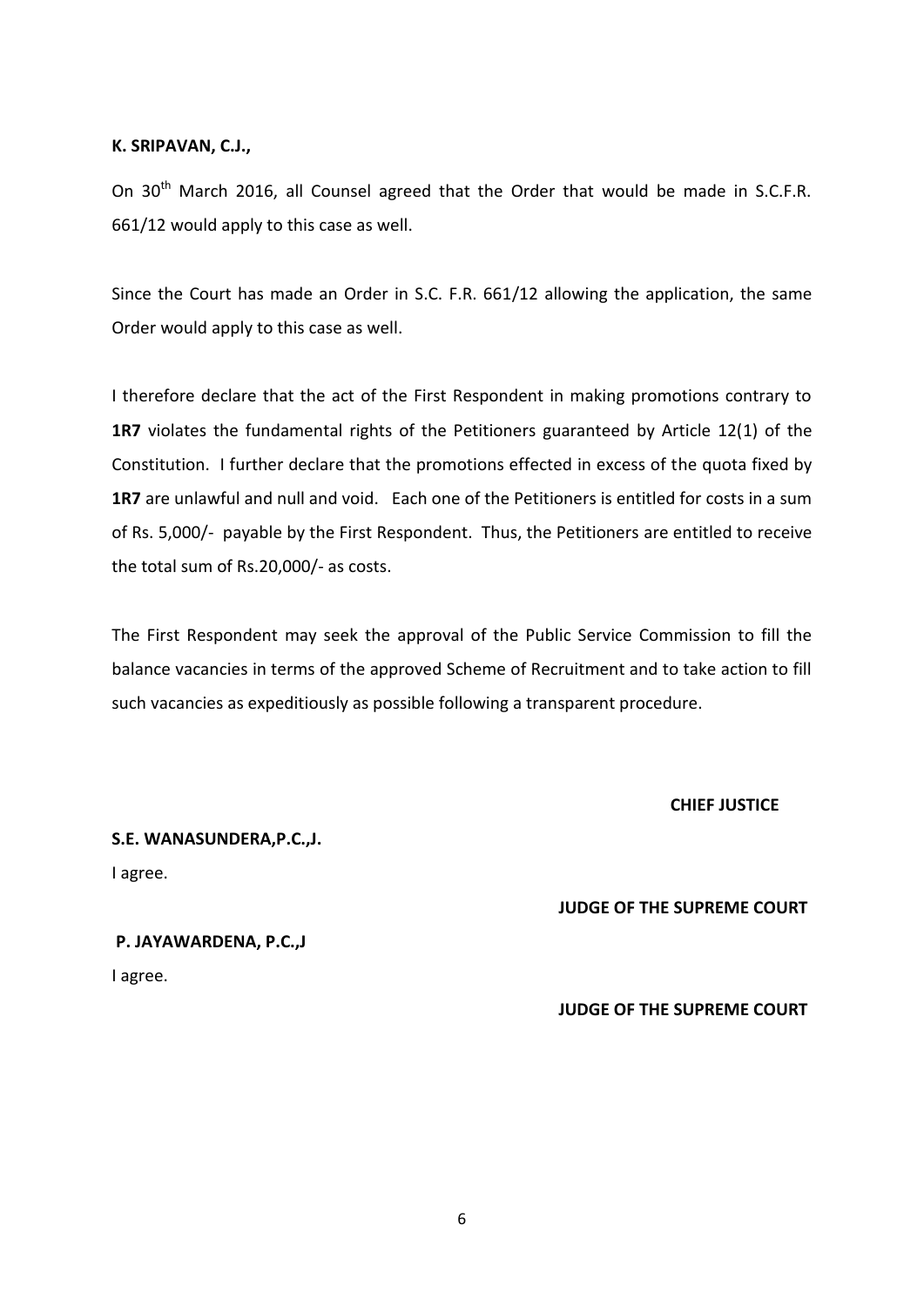**K. SRIPAVAN, C.J.,**

On 30th March 2016, all Counsel agreed that the Order that would be made in S.C.F.R. 661/12 would apply to this case as well.

Since the Court has made an Order in S.C. F.R. 661/12 allowing the application, the same Order would apply to this case as well.

I therefore declare that the act of the First Respondent in making promotions contrary to **1R7** violates the fundamental rights of the Petitioners guaranteed by Article 12(1) of the Constitution. I further declare that the promotions effected in excess of the quota fixed by **1R7** are unlawful and null and void. Each one of the Petitioners is entitled for costs in a sum of Rs. 5,000/- payable by the First Respondent. Thus, the Petitioners are entitled to receive the total sum of Rs.20,000/- as costs.

The First Respondent may seek the approval of the Public Service Commission to fill the balance vacancies in terms of the approved Scheme of Recruitment and to take action to fill such vacancies as expeditiously as possible following a transparent procedure.

**CHIEF JUSTICE**

**S.E. WANASUNDERA,P.C.,J.**

I agree.

**JUDGE OF THE SUPREME COURT**

**P. JAYAWARDENA, P.C.,J**

I agree.

**JUDGE OF THE SUPREME COURT**